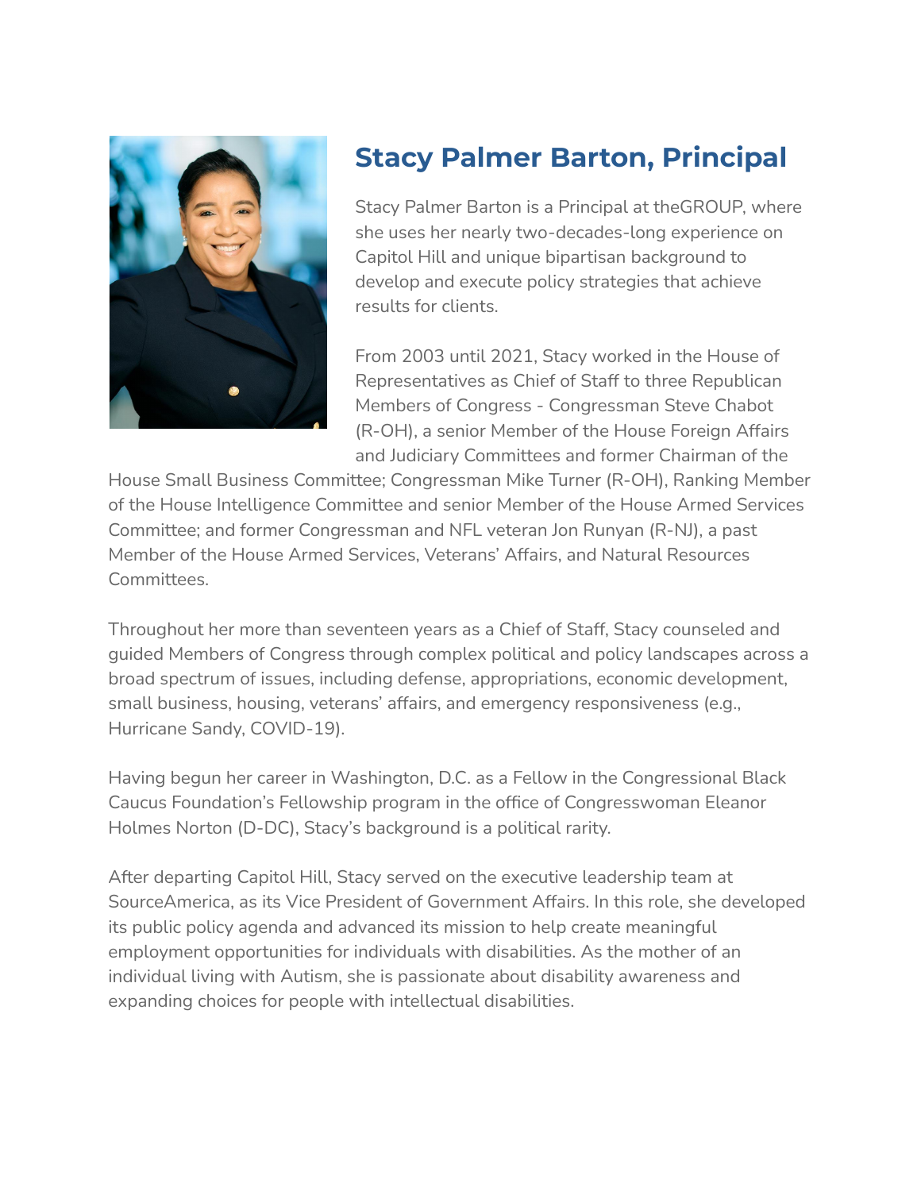## Stacy Palmer Barton, Principal

Stacy Palmer Barton is a Principal at theGROUP, where she uses her nearly two-decades-long experience on Capitol Hill and unique bipartisan background to develop and execute policy strategies that achieve results for clients.

From 2003 until 2021, Stacy worked in the House of Representatives as Chief of Staff to three Republican Members of Congress - Congressman Steve Chabot (R-OH), a senior Member of the House Foreign Affairs and Judiciary Committees and former Chairman of the House Small Business Committee; Congressman Mike Turner (R-OH), Ranking Member of the House Intelligence Committee and senior Member of the House Armed Services Committee; and former Congressman and NFL veteran Jon Runyan (R-NJ), a past Member of the House Armed Services, Veterans' Affairs, and Natural Resources Committees.

Throughout her more than seventeen years as a Chief of Staff, Stacy counseled and guided Members of Congress through complex political and policy landscapes across a broad spectrum of issues, including defense, appropriations, economic development, small business, housing, veterans' affairs, and emergency responsiveness (e.g., Hurricane Sandy, COVID-19).

Having begun her career in Washington, D.C. as a Fellow in the Congressional Black Caucus Foundation's Fellowship program in the office of Congresswoman Eleanor Holmes Norton (D-DC), Stacy's background is a political rarity.

After departing Capitol Hill, Stacy served on the executive leadership team at SourceAmerica, as its Vice President of Government Affairs. In this role, she developed its public policy agenda and advanced its mission to help create meaningful employment opportunities for individuals with disabilities. As the mother of an individual living with Autism, she is passionate about disability awareness and expanding choices for people with intellectual disabilities.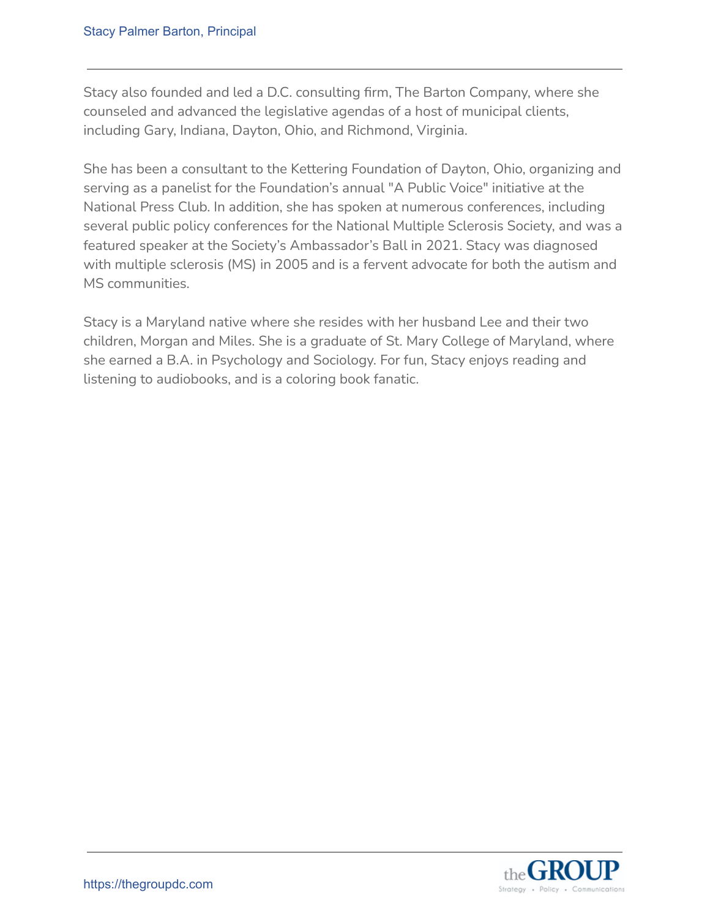Stacy also founded and led a D.C. consulting firm, The Barton Company, where she counseled and advanced the legislative agendas of a host of municipal clients, including Gary, Indiana, Dayton, Ohio, and Richmond, Virginia.

She has been a consultant to the Kettering Foundation of Dayton, Ohio, organizing and serving as a panelist for the Foundation's annual "A Public Voice" initiative at the National Press Club. In addition, she has spoken at numerous conferences, including several public policy conferences for the National Multiple Sclerosis Society, and was a featured speaker at the Society's Ambassador's Ball in 2021. Stacy was diagnosed with multiple sclerosis (MS) in 2005 and is a fervent advocate for both the autism and MS communities.

Stacy is a Maryland native where she resides with her husband Lee and their two children, Morgan and Miles. She is a graduate of St. Mary College of Maryland, where she earned a B.A. in Psychology and Sociology. For fun, Stacy enjoys reading and listening to audiobooks, and is a coloring book fanatic.